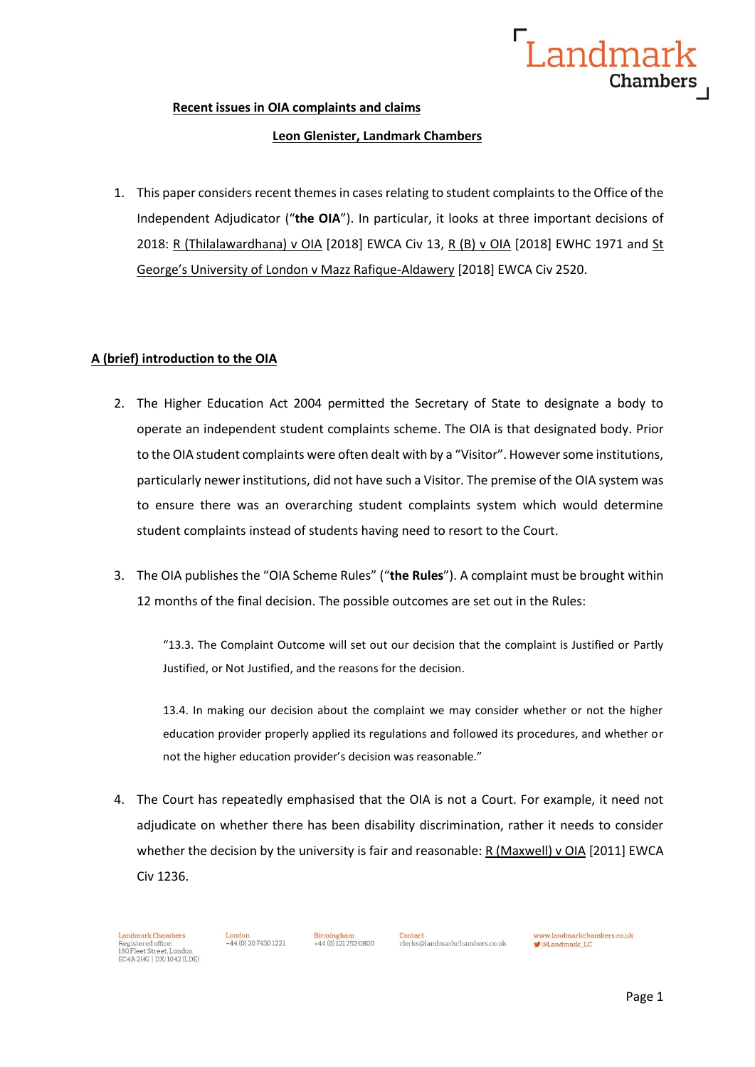**Recent issues in OIA complaints and claims**

**Leon Glenister, Landmark Chambers**

1. This paper considers recent themes in cases relating to student complaints to the Office of the Independent Adjudicator ("**the OIA**"). In particular, it looks at three important decisions of 2018: R (Thilalawardhana) v OIA [2018] EWCA Civ 13, R (B) v OIA [2018] EWHC 1971 and St George's University of London v Mazz Rafique-Aldawery [2018] EWCA Civ 2520.

## A (brief) introduction to the OIA

2. The Higher Education Act 2004 permitted the Secretary of State to designate a body to operate an independent student complaints scheme. The OIA is that designated body. Prior to the OIA student complaints were often dealt with by a "Visitor". However some institutions, particularly newer institutions, did not have such a Visitor. The premise of the OIA system was to ensure there was an overarching student complaints system which would determine student complaints instead of students having need to resort to the Court.

3. The OIA publishes the "OIA Scheme Rules" ("**the Rules**"). A complaint must be brought within 12 months of the final decision. The possible outcomes are set out in the Rules:

   > "13.3. The Complaint Outcome will set out our decision that the complaint is Justified or Partly Justified, or Not Justified, and the reasons for the decision.
   >
   > 13.4. In making our decision about the complaint we may consider whether or not the higher education provider properly applied its regulations and followed its procedures, and whether or not the higher education provider's decision was reasonable."

4. The Court has repeatedly emphasised that the OIA is not a Court. For example, it need not adjudicate on whether there has been disability discrimination, rather it needs to consider whether the decision by the university is fair and reasonable: R (Maxwell) v OIA [2011] EWCA Civ 1236.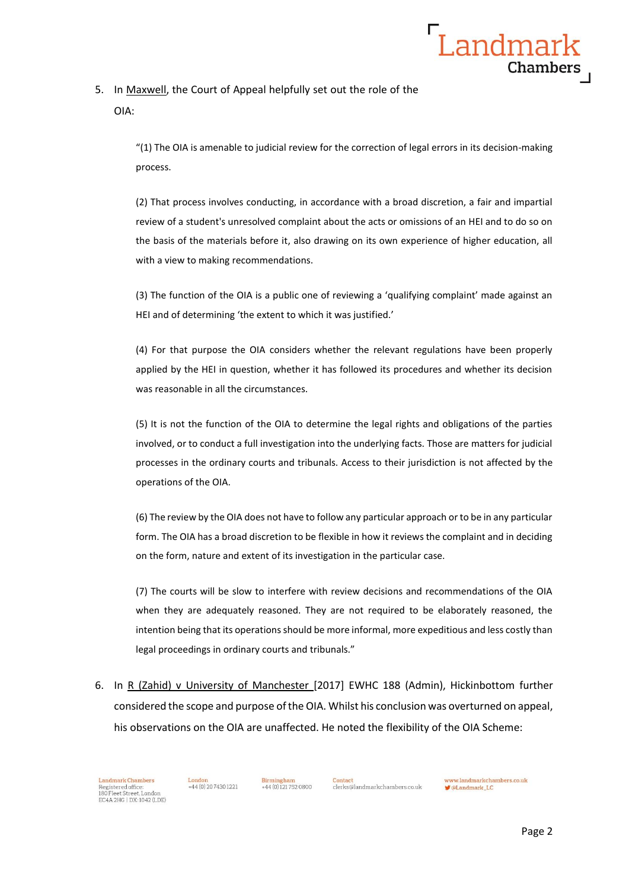5. In Maxwell, the Court of Appeal helpfully set out the role of the OIA:

> "(1) The OIA is amenable to judicial review for the correction of legal errors in its decision-making process.
>
> (2) That process involves conducting, in accordance with a broad discretion, a fair and impartial review of a student's unresolved complaint about the acts or omissions of an HEI and to do so on the basis of the materials before it, also drawing on its own experience of higher education, all with a view to making recommendations.
>
> (3) The function of the OIA is a public one of reviewing a 'qualifying complaint' made against an HEI and of determining 'the extent to which it was justified.'
>
> (4) For that purpose the OIA considers whether the relevant regulations have been properly applied by the HEI in question, whether it has followed its procedures and whether its decision was reasonable in all the circumstances.
>
> (5) It is not the function of the OIA to determine the legal rights and obligations of the parties involved, or to conduct a full investigation into the underlying facts. Those are matters for judicial processes in the ordinary courts and tribunals. Access to their jurisdiction is not affected by the operations of the OIA.
>
> (6) The review by the OIA does not have to follow any particular approach or to be in any particular form. The OIA has a broad discretion to be flexible in how it reviews the complaint and in deciding on the form, nature and extent of its investigation in the particular case.
>
> (7) The courts will be slow to interfere with review decisions and recommendations of the OIA when they are adequately reasoned. They are not required to be elaborately reasoned, the intention being that its operations should be more informal, more expeditious and less costly than legal proceedings in ordinary courts and tribunals."

6. In R (Zahid) v University of Manchester [2017] EWHC 188 (Admin), Hickinbottom further considered the scope and purpose of the OIA. Whilst his conclusion was overturned on appeal, his observations on the OIA are unaffected. He noted the flexibility of the OIA Scheme: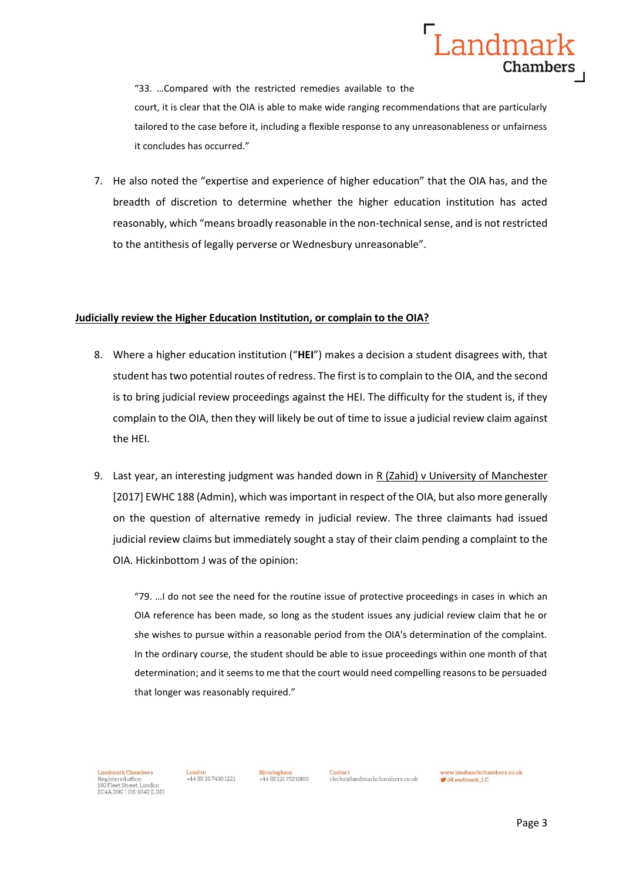> "33. …Compared with the restricted remedies available to the court, it is clear that the OIA is able to make wide ranging recommendations that are particularly tailored to the case before it, including a flexible response to any unreasonableness or unfairness it concludes has occurred."

7. He also noted the "expertise and experience of higher education" that the OIA has, and the breadth of discretion to determine whether the higher education institution has acted reasonably, which "means broadly reasonable in the non-technical sense, and is not restricted to the antithesis of legally perverse or Wednesbury unreasonable".

**Judicially review the Higher Education Institution, or complain to the OIA?**

8. Where a higher education institution ("**HEI**") makes a decision a student disagrees with, that student has two potential routes of redress. The first is to complain to the OIA, and the second is to bring judicial review proceedings against the HEI. The difficulty for the student is, if they complain to the OIA, then they will likely be out of time to issue a judicial review claim against the HEI.

9. Last year, an interesting judgment was handed down in R (Zahid) v University of Manchester [2017] EWHC 188 (Admin), which was important in respect of the OIA, but also more generally on the question of alternative remedy in judicial review. The three claimants had issued judicial review claims but immediately sought a stay of their claim pending a complaint to the OIA. Hickinbottom J was of the opinion:

> "79. …I do not see the need for the routine issue of protective proceedings in cases in which an OIA reference has been made, so long as the student issues any judicial review claim that he or she wishes to pursue within a reasonable period from the OIA's determination of the complaint. In the ordinary course, the student should be able to issue proceedings within one month of that determination; and it seems to me that the court would need compelling reasons to be persuaded that longer was reasonably required."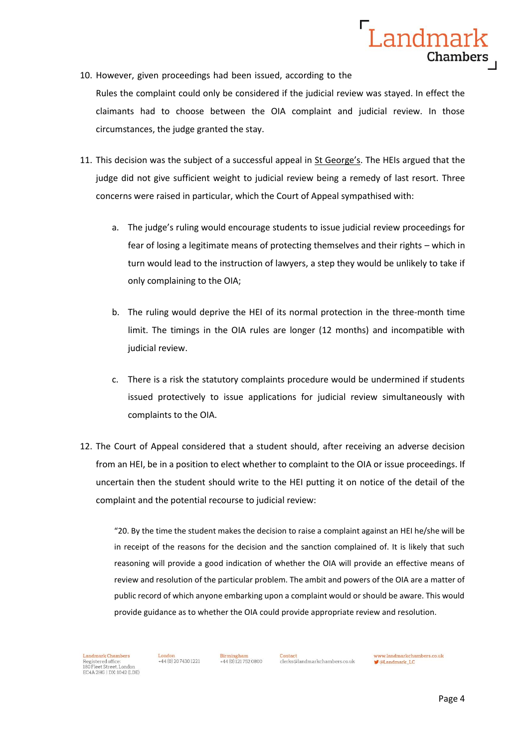10. However, given proceedings had been issued, according to the Rules the complaint could only be considered if the judicial review was stayed. In effect the claimants had to choose between the OIA complaint and judicial review. In those circumstances, the judge granted the stay.

11. This decision was the subject of a successful appeal in St George's. The HEIs argued that the judge did not give sufficient weight to judicial review being a remedy of last resort. Three concerns were raised in particular, which the Court of Appeal sympathised with:

    a. The judge's ruling would encourage students to issue judicial review proceedings for fear of losing a legitimate means of protecting themselves and their rights – which in turn would lead to the instruction of lawyers, a step they would be unlikely to take if only complaining to the OIA;

    b. The ruling would deprive the HEI of its normal protection in the three-month time limit. The timings in the OIA rules are longer (12 months) and incompatible with judicial review.

    c. There is a risk the statutory complaints procedure would be undermined if students issued protectively to issue applications for judicial review simultaneously with complaints to the OIA.

12. The Court of Appeal considered that a student should, after receiving an adverse decision from an HEI, be in a position to elect whether to complaint to the OIA or issue proceedings. If uncertain then the student should write to the HEI putting it on notice of the detail of the complaint and the potential recourse to judicial review:

    > "20. By the time the student makes the decision to raise a complaint against an HEI he/she will be in receipt of the reasons for the decision and the sanction complained of. It is likely that such reasoning will provide a good indication of whether the OIA will provide an effective means of review and resolution of the particular problem. The ambit and powers of the OIA are a matter of public record of which anyone embarking upon a complaint would or should be aware. This would provide guidance as to whether the OIA could provide appropriate review and resolution.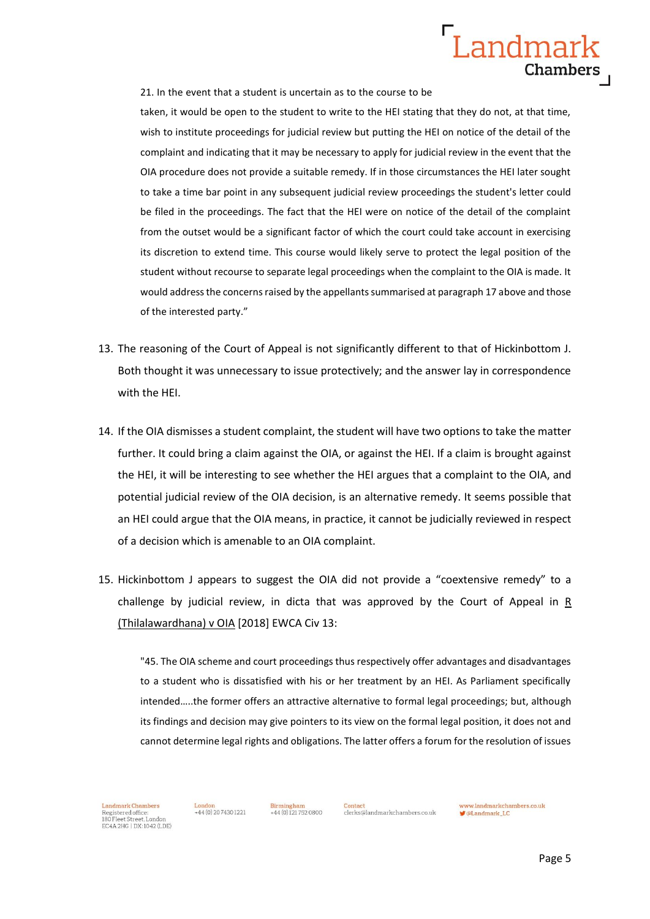> 21. In the event that a student is uncertain as to the course to be taken, it would be open to the student to write to the HEI stating that they do not, at that time, wish to institute proceedings for judicial review but putting the HEI on notice of the detail of the complaint and indicating that it may be necessary to apply for judicial review in the event that the OIA procedure does not provide a suitable remedy. If in those circumstances the HEI later sought to take a time bar point in any subsequent judicial review proceedings the student's letter could be filed in the proceedings. The fact that the HEI were on notice of the detail of the complaint from the outset would be a significant factor of which the court could take account in exercising its discretion to extend time. This course would likely serve to protect the legal position of the student without recourse to separate legal proceedings when the complaint to the OIA is made. It would address the concerns raised by the appellants summarised at paragraph 17 above and those of the interested party."

13. The reasoning of the Court of Appeal is not significantly different to that of Hickinbottom J. Both thought it was unnecessary to issue protectively; and the answer lay in correspondence with the HEI.

14. If the OIA dismisses a student complaint, the student will have two options to take the matter further. It could bring a claim against the OIA, or against the HEI. If a claim is brought against the HEI, it will be interesting to see whether the HEI argues that a complaint to the OIA, and potential judicial review of the OIA decision, is an alternative remedy. It seems possible that an HEI could argue that the OIA means, in practice, it cannot be judicially reviewed in respect of a decision which is amenable to an OIA complaint.

15. Hickinbottom J appears to suggest the OIA did not provide a "coextensive remedy" to a challenge by judicial review, in dicta that was approved by the Court of Appeal in R (Thilalawardhana) v OIA [2018] EWCA Civ 13:

> "45. The OIA scheme and court proceedings thus respectively offer advantages and disadvantages to a student who is dissatisfied with his or her treatment by an HEI. As Parliament specifically intended…..the former offers an attractive alternative to formal legal proceedings; but, although its findings and decision may give pointers to its view on the formal legal position, it does not and cannot determine legal rights and obligations. The latter offers a forum for the resolution of issues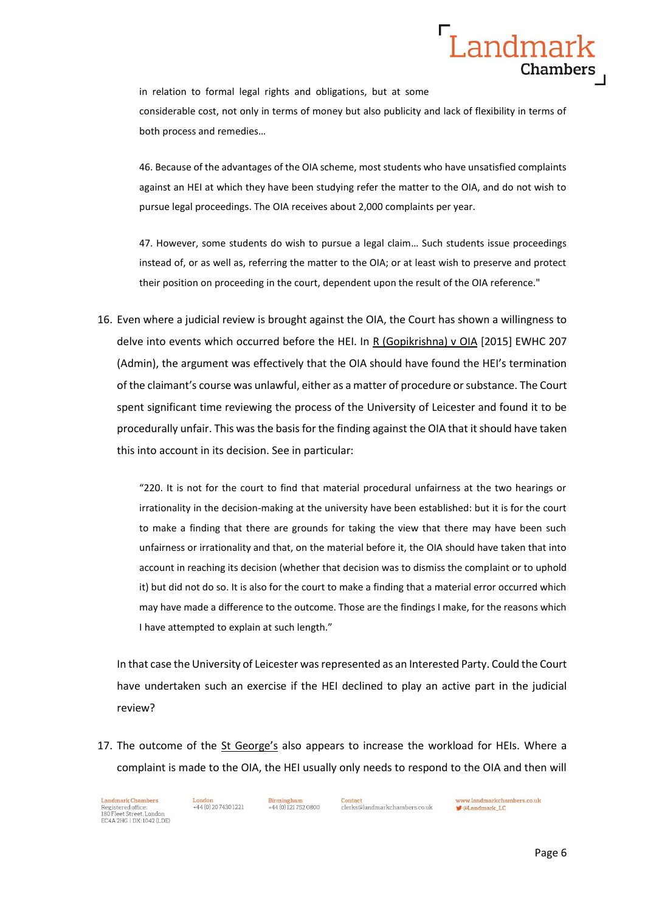in relation to formal legal rights and obligations, but at some considerable cost, not only in terms of money but also publicity and lack of flexibility in terms of both process and remedies…

> 46. Because of the advantages of the OIA scheme, most students who have unsatisfied complaints against an HEI at which they have been studying refer the matter to the OIA, and do not wish to pursue legal proceedings. The OIA receives about 2,000 complaints per year.
>
> 47. However, some students do wish to pursue a legal claim… Such students issue proceedings instead of, or as well as, referring the matter to the OIA; or at least wish to preserve and protect their position on proceeding in the court, dependent upon the result of the OIA reference."

16. Even where a judicial review is brought against the OIA, the Court has shown a willingness to delve into events which occurred before the HEI. In R (Gopikrishna) v OIA [2015] EWHC 207 (Admin), the argument was effectively that the OIA should have found the HEI's termination of the claimant's course was unlawful, either as a matter of procedure or substance. The Court spent significant time reviewing the process of the University of Leicester and found it to be procedurally unfair. This was the basis for the finding against the OIA that it should have taken this into account in its decision. See in particular:

> "220. It is not for the court to find that material procedural unfairness at the two hearings or irrationality in the decision-making at the university have been established: but it is for the court to make a finding that there are grounds for taking the view that there may have been such unfairness or irrationality and that, on the material before it, the OIA should have taken that into account in reaching its decision (whether that decision was to dismiss the complaint or to uphold it) but did not do so. It is also for the court to make a finding that a material error occurred which may have made a difference to the outcome. Those are the findings I make, for the reasons which I have attempted to explain at such length."

In that case the University of Leicester was represented as an Interested Party. Could the Court have undertaken such an exercise if the HEI declined to play an active part in the judicial review?

17. The outcome of the St George's also appears to increase the workload for HEIs. Where a complaint is made to the OIA, the HEI usually only needs to respond to the OIA and then will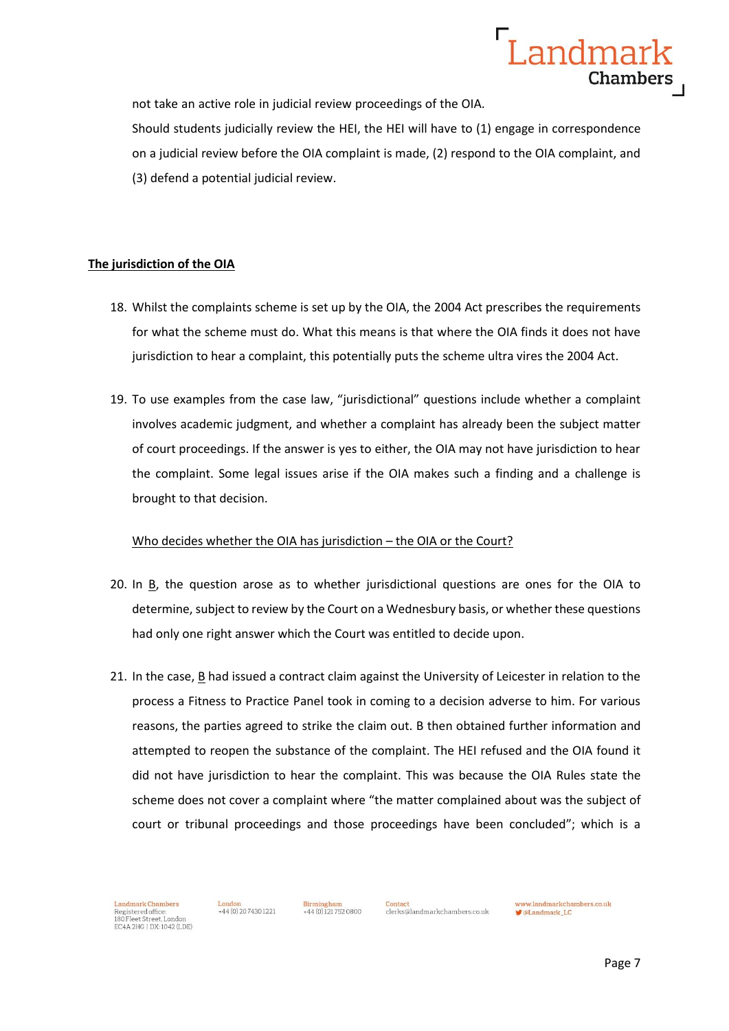not take an active role in judicial review proceedings of the OIA.

Should students judicially review the HEI, the HEI will have to (1) engage in correspondence on a judicial review before the OIA complaint is made, (2) respond to the OIA complaint, and (3) defend a potential judicial review.

**The jurisdiction of the OIA**

18. Whilst the complaints scheme is set up by the OIA, the 2004 Act prescribes the requirements for what the scheme must do. What this means is that where the OIA finds it does not have jurisdiction to hear a complaint, this potentially puts the scheme ultra vires the 2004 Act.

19. To use examples from the case law, "jurisdictional" questions include whether a complaint involves academic judgment, and whether a complaint has already been the subject matter of court proceedings. If the answer is yes to either, the OIA may not have jurisdiction to hear the complaint. Some legal issues arise if the OIA makes such a finding and a challenge is brought to that decision.

Who decides whether the OIA has jurisdiction – the OIA or the Court?

20. In B, the question arose as to whether jurisdictional questions are ones for the OIA to determine, subject to review by the Court on a Wednesbury basis, or whether these questions had only one right answer which the Court was entitled to decide upon.

21. In the case, B had issued a contract claim against the University of Leicester in relation to the process a Fitness to Practice Panel took in coming to a decision adverse to him. For various reasons, the parties agreed to strike the claim out. B then obtained further information and attempted to reopen the substance of the complaint. The HEI refused and the OIA found it did not have jurisdiction to hear the complaint. This was because the OIA Rules state the scheme does not cover a complaint where "the matter complained about was the subject of court or tribunal proceedings and those proceedings have been concluded"; which is a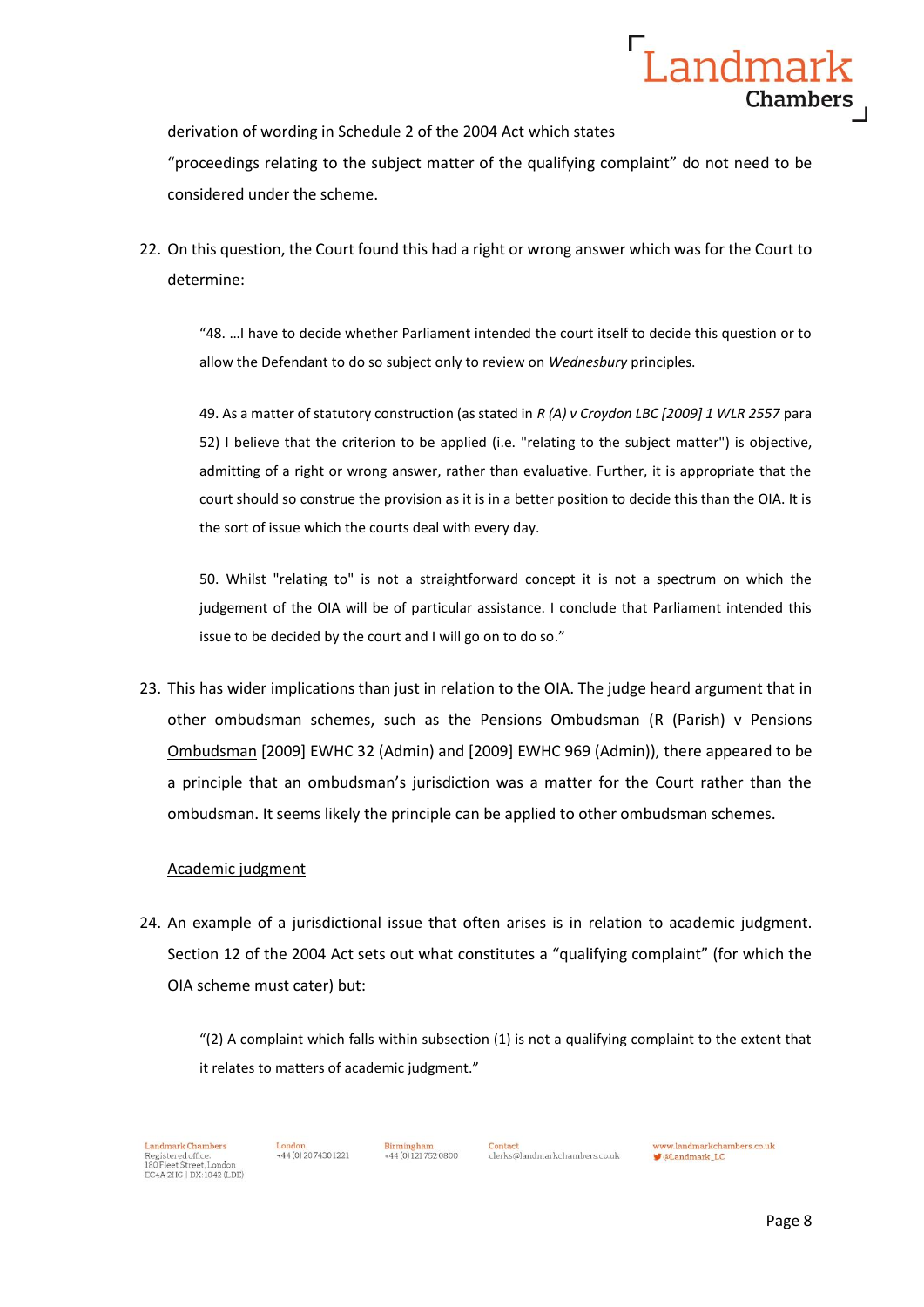derivation of wording in Schedule 2 of the 2004 Act which states "proceedings relating to the subject matter of the qualifying complaint" do not need to be considered under the scheme.

22. On this question, the Court found this had a right or wrong answer which was for the Court to determine:

> "48. …I have to decide whether Parliament intended the court itself to decide this question or to allow the Defendant to do so subject only to review on *Wednesbury* principles.
>
> 49. As a matter of statutory construction (as stated in *R (A) v Croydon LBC [2009] 1 WLR 2557* para 52) I believe that the criterion to be applied (i.e. "relating to the subject matter") is objective, admitting of a right or wrong answer, rather than evaluative. Further, it is appropriate that the court should so construe the provision as it is in a better position to decide this than the OIA. It is the sort of issue which the courts deal with every day.
>
> 50. Whilst "relating to" is not a straightforward concept it is not a spectrum on which the judgement of the OIA will be of particular assistance. I conclude that Parliament intended this issue to be decided by the court and I will go on to do so."

23. This has wider implications than just in relation to the OIA. The judge heard argument that in other ombudsman schemes, such as the Pensions Ombudsman (R (Parish) v Pensions Ombudsman [2009] EWHC 32 (Admin) and [2009] EWHC 969 (Admin)), there appeared to be a principle that an ombudsman's jurisdiction was a matter for the Court rather than the ombudsman. It seems likely the principle can be applied to other ombudsman schemes.

Academic judgment

24. An example of a jurisdictional issue that often arises is in relation to academic judgment. Section 12 of the 2004 Act sets out what constitutes a "qualifying complaint" (for which the OIA scheme must cater) but:

> "(2) A complaint which falls within subsection (1) is not a qualifying complaint to the extent that it relates to matters of academic judgment."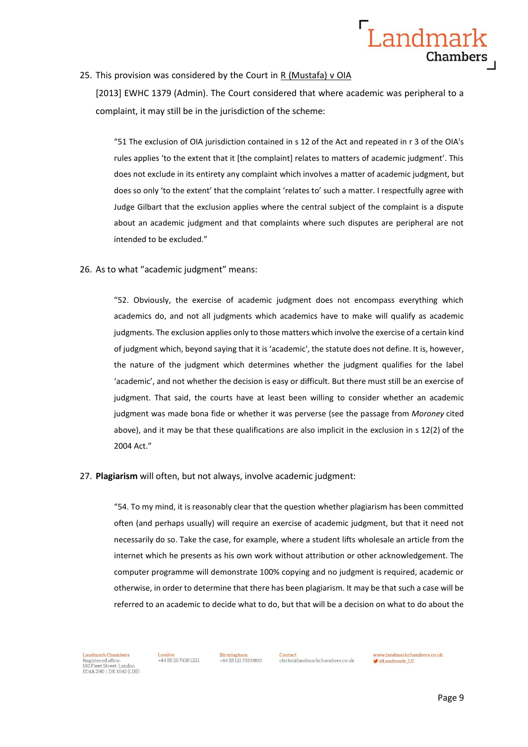25. This provision was considered by the Court in R (Mustafa) v OIA [2013] EWHC 1379 (Admin). The Court considered that where academic was peripheral to a complaint, it may still be in the jurisdiction of the scheme:

> "51 The exclusion of OIA jurisdiction contained in s 12 of the Act and repeated in r 3 of the OIA's rules applies 'to the extent that it [the complaint] relates to matters of academic judgment'. This does not exclude in its entirety any complaint which involves a matter of academic judgment, but does so only 'to the extent' that the complaint 'relates to' such a matter. I respectfully agree with Judge Gilbart that the exclusion applies where the central subject of the complaint is a dispute about an academic judgment and that complaints where such disputes are peripheral are not intended to be excluded."

26. As to what "academic judgment" means:

> "52. Obviously, the exercise of academic judgment does not encompass everything which academics do, and not all judgments which academics have to make will qualify as academic judgments. The exclusion applies only to those matters which involve the exercise of a certain kind of judgment which, beyond saying that it is 'academic', the statute does not define. It is, however, the nature of the judgment which determines whether the judgment qualifies for the label 'academic', and not whether the decision is easy or difficult. But there must still be an exercise of judgment. That said, the courts have at least been willing to consider whether an academic judgment was made bona fide or whether it was perverse (see the passage from *Moroney* cited above), and it may be that these qualifications are also implicit in the exclusion in s 12(2) of the 2004 Act."

27. **Plagiarism** will often, but not always, involve academic judgment:

> "54. To my mind, it is reasonably clear that the question whether plagiarism has been committed often (and perhaps usually) will require an exercise of academic judgment, but that it need not necessarily do so. Take the case, for example, where a student lifts wholesale an article from the internet which he presents as his own work without attribution or other acknowledgement. The computer programme will demonstrate 100% copying and no judgment is required, academic or otherwise, in order to determine that there has been plagiarism. It may be that such a case will be referred to an academic to decide what to do, but that will be a decision on what to do about the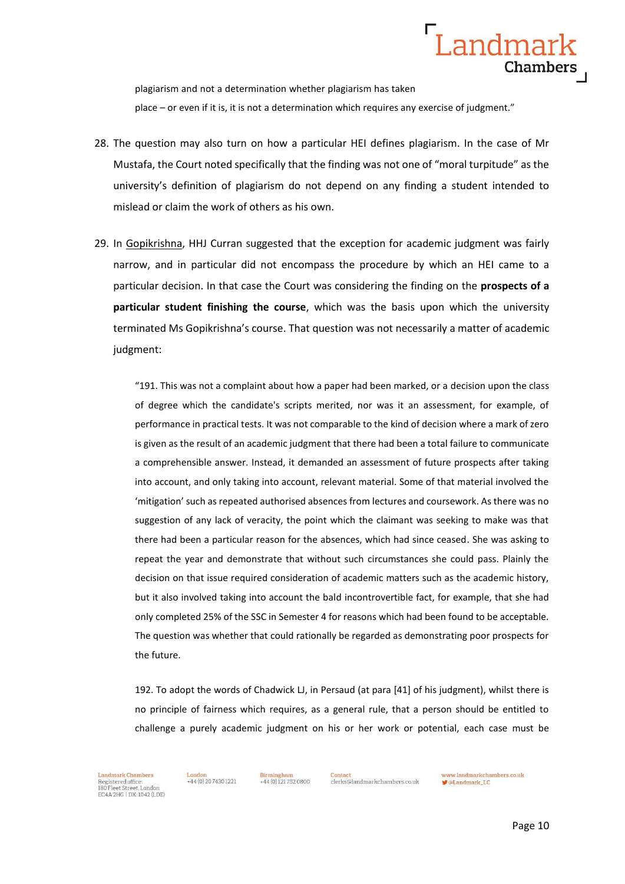plagiarism and not a determination whether plagiarism has taken place – or even if it is, it is not a determination which requires any exercise of judgment."

28. The question may also turn on how a particular HEI defines plagiarism. In the case of Mr Mustafa, the Court noted specifically that the finding was not one of "moral turpitude" as the university's definition of plagiarism do not depend on any finding a student intended to mislead or claim the work of others as his own.

29. In Gopikrishna, HHJ Curran suggested that the exception for academic judgment was fairly narrow, and in particular did not encompass the procedure by which an HEI came to a particular decision. In that case the Court was considering the finding on the **prospects of a particular student finishing the course**, which was the basis upon which the university terminated Ms Gopikrishna's course. That question was not necessarily a matter of academic judgment:

> "191. This was not a complaint about how a paper had been marked, or a decision upon the class of degree which the candidate's scripts merited, nor was it an assessment, for example, of performance in practical tests. It was not comparable to the kind of decision where a mark of zero is given as the result of an academic judgment that there had been a total failure to communicate a comprehensible answer. Instead, it demanded an assessment of future prospects after taking into account, and only taking into account, relevant material. Some of that material involved the 'mitigation' such as repeated authorised absences from lectures and coursework. As there was no suggestion of any lack of veracity, the point which the claimant was seeking to make was that there had been a particular reason for the absences, which had since ceased. She was asking to repeat the year and demonstrate that without such circumstances she could pass. Plainly the decision on that issue required consideration of academic matters such as the academic history, but it also involved taking into account the bald incontrovertible fact, for example, that she had only completed 25% of the SSC in Semester 4 for reasons which had been found to be acceptable. The question was whether that could rationally be regarded as demonstrating poor prospects for the future.
>
> 192. To adopt the words of Chadwick LJ, in Persaud (at para [41] of his judgment), whilst there is no principle of fairness which requires, as a general rule, that a person should be entitled to challenge a purely academic judgment on his or her work or potential, each case must be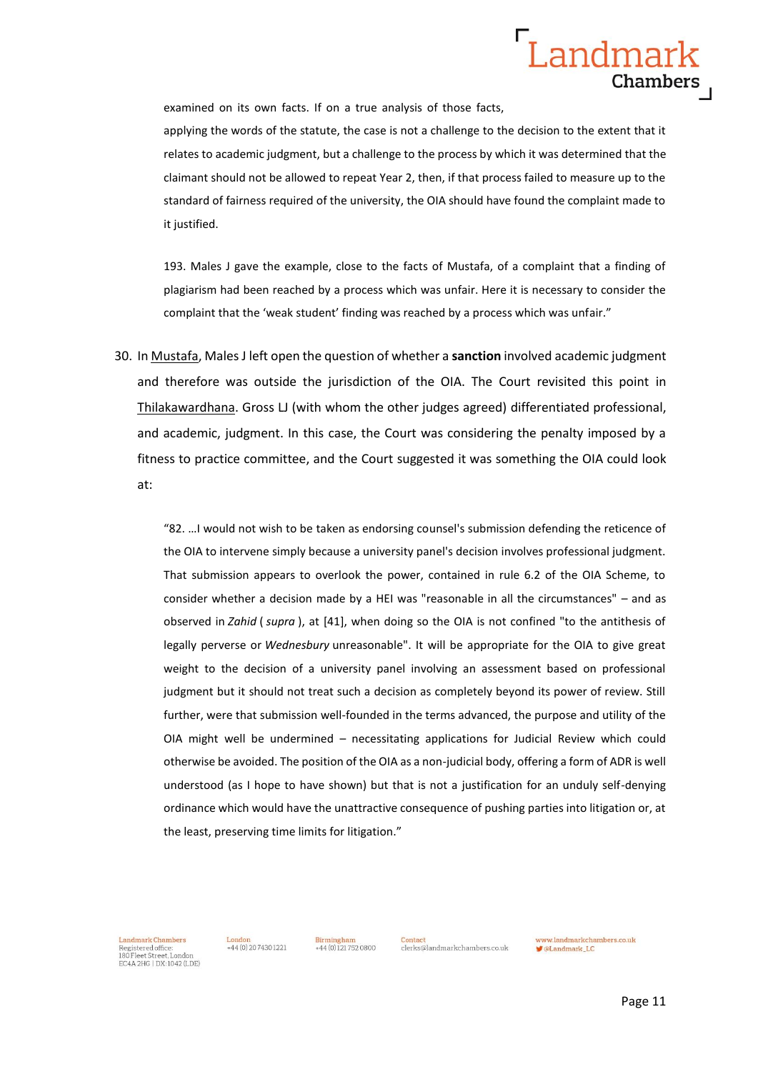examined on its own facts. If on a true analysis of those facts, applying the words of the statute, the case is not a challenge to the decision to the extent that it relates to academic judgment, but a challenge to the process by which it was determined that the claimant should not be allowed to repeat Year 2, then, if that process failed to measure up to the standard of fairness required of the university, the OIA should have found the complaint made to it justified.

193. Males J gave the example, close to the facts of Mustafa, of a complaint that a finding of plagiarism had been reached by a process which was unfair. Here it is necessary to consider the complaint that the 'weak student' finding was reached by a process which was unfair."

30. In Mustafa, Males J left open the question of whether a **sanction** involved academic judgment and therefore was outside the jurisdiction of the OIA. The Court revisited this point in Thilakawardhana. Gross LJ (with whom the other judges agreed) differentiated professional, and academic, judgment. In this case, the Court was considering the penalty imposed by a fitness to practice committee, and the Court suggested it was something the OIA could look at:

> "82. …I would not wish to be taken as endorsing counsel's submission defending the reticence of the OIA to intervene simply because a university panel's decision involves professional judgment. That submission appears to overlook the power, contained in rule 6.2 of the OIA Scheme, to consider whether a decision made by a HEI was "reasonable in all the circumstances" – and as observed in *Zahid* ( *supra* ), at [41], when doing so the OIA is not confined "to the antithesis of legally perverse or *Wednesbury* unreasonable". It will be appropriate for the OIA to give great weight to the decision of a university panel involving an assessment based on professional judgment but it should not treat such a decision as completely beyond its power of review. Still further, were that submission well-founded in the terms advanced, the purpose and utility of the OIA might well be undermined – necessitating applications for Judicial Review which could otherwise be avoided. The position of the OIA as a non-judicial body, offering a form of ADR is well understood (as I hope to have shown) but that is not a justification for an unduly self-denying ordinance which would have the unattractive consequence of pushing parties into litigation or, at the least, preserving time limits for litigation."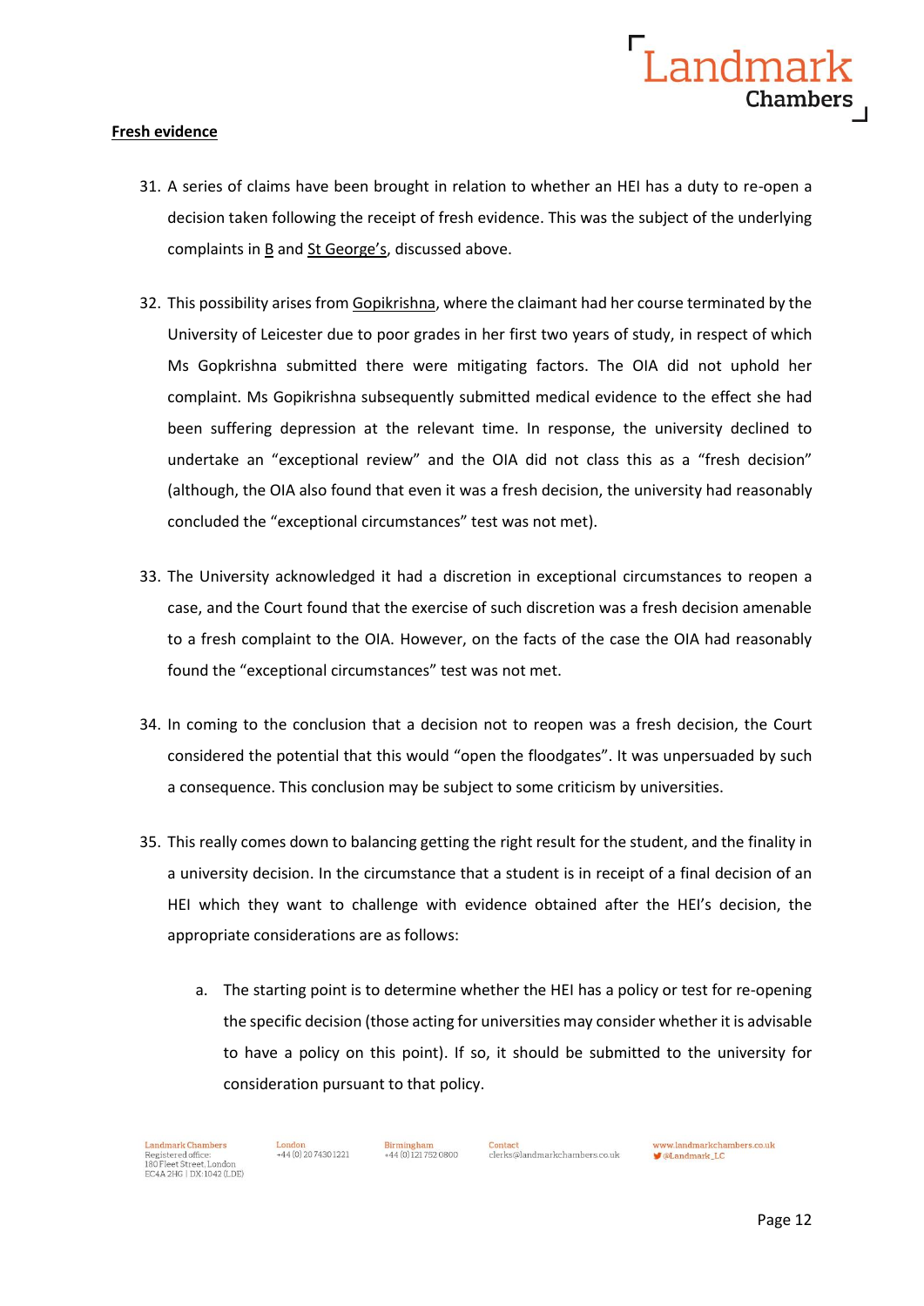**Fresh evidence**

31. A series of claims have been brought in relation to whether an HEI has a duty to re-open a decision taken following the receipt of fresh evidence. This was the subject of the underlying complaints in B and St George's, discussed above.

32. This possibility arises from Gopikrishna, where the claimant had her course terminated by the University of Leicester due to poor grades in her first two years of study, in respect of which Ms Gopkrishna submitted there were mitigating factors. The OIA did not uphold her complaint. Ms Gopikrishna subsequently submitted medical evidence to the effect she had been suffering depression at the relevant time. In response, the university declined to undertake an "exceptional review" and the OIA did not class this as a "fresh decision" (although, the OIA also found that even it was a fresh decision, the university had reasonably concluded the "exceptional circumstances" test was not met).

33. The University acknowledged it had a discretion in exceptional circumstances to reopen a case, and the Court found that the exercise of such discretion was a fresh decision amenable to a fresh complaint to the OIA. However, on the facts of the case the OIA had reasonably found the "exceptional circumstances" test was not met.

34. In coming to the conclusion that a decision not to reopen was a fresh decision, the Court considered the potential that this would "open the floodgates". It was unpersuaded by such a consequence. This conclusion may be subject to some criticism by universities.

35. This really comes down to balancing getting the right result for the student, and the finality in a university decision. In the circumstance that a student is in receipt of a final decision of an HEI which they want to challenge with evidence obtained after the HEI's decision, the appropriate considerations are as follows:

    a. The starting point is to determine whether the HEI has a policy or test for re-opening the specific decision (those acting for universities may consider whether it is advisable to have a policy on this point). If so, it should be submitted to the university for consideration pursuant to that policy.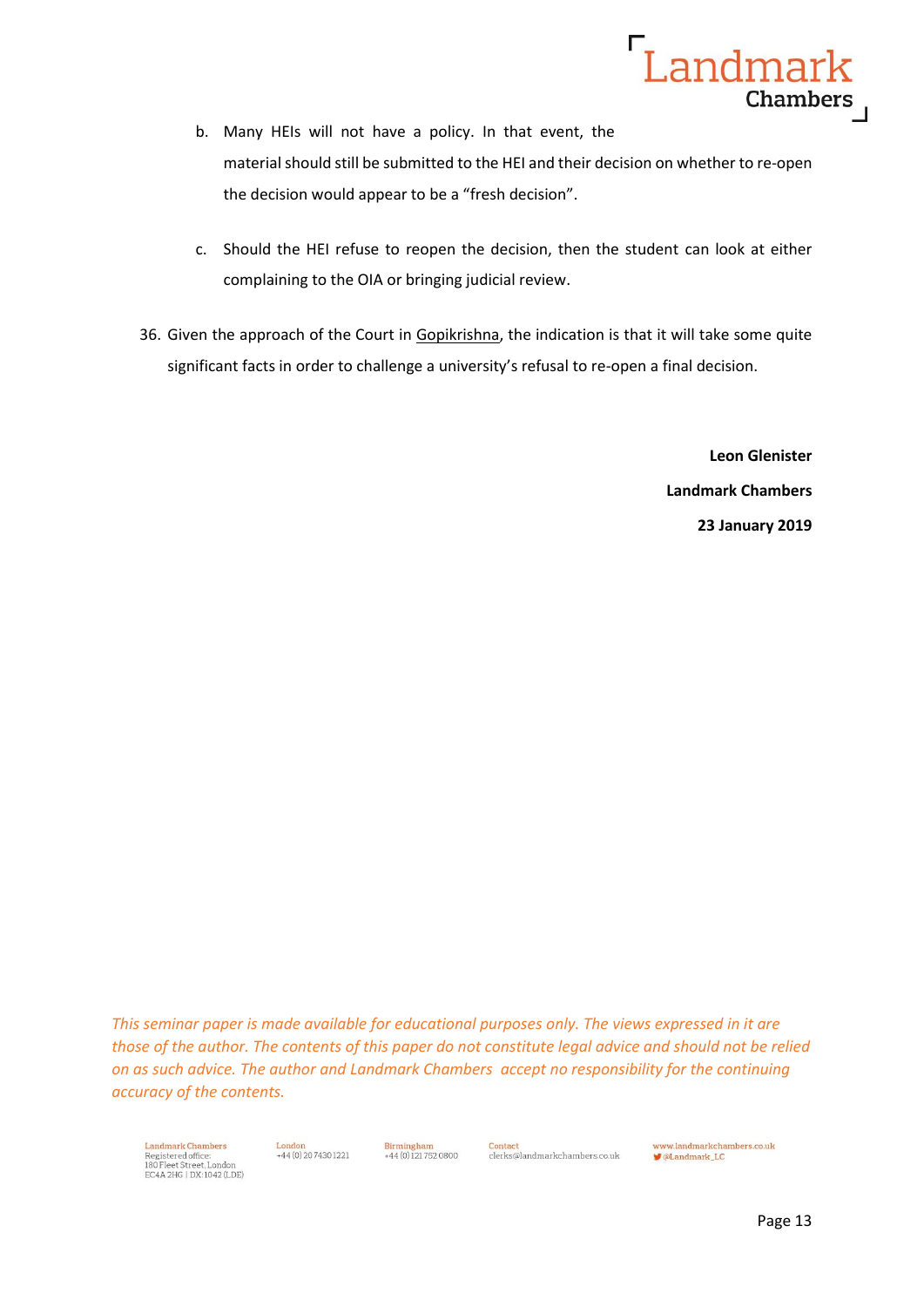b. Many HEIs will not have a policy. In that event, the material should still be submitted to the HEI and their decision on whether to re-open the decision would appear to be a "fresh decision".

c. Should the HEI refuse to reopen the decision, then the student can look at either complaining to the OIA or bringing judicial review.

36. Given the approach of the Court in Gopikrishna, the indication is that it will take some quite significant facts in order to challenge a university's refusal to re-open a final decision.

**Leon Glenister**

**Landmark Chambers**

**23 January 2019**

*This seminar paper is made available for educational purposes only. The views expressed in it are those of the author. The contents of this paper do not constitute legal advice and should not be relied on as such advice. The author and Landmark Chambers accept no responsibility for the continuing accuracy of the contents.*